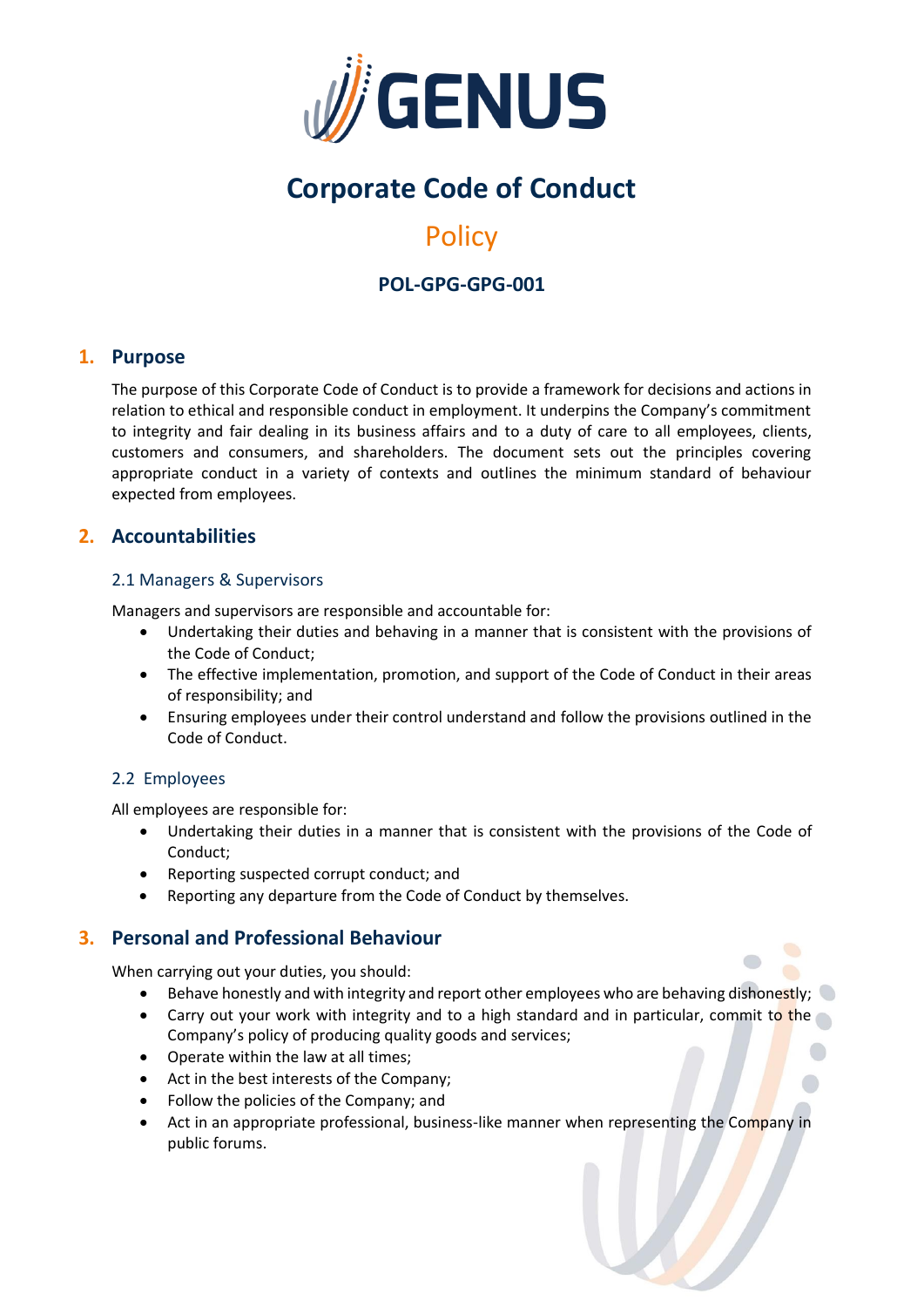GENUS

# Corporate Code of Conduct

## Policy

**POL-GPG-GPG-001**

## 1. Purpose

The purpose of this Corporate Code of Conduct is to provide a framework for decisions and actions in relation to ethical and responsible conduct in employment. It underpins the Company's commitment to integrity and fair dealing in its business affairs and to a duty of care to all employees, clients, customers and consumers, and shareholders. The document sets out the principles covering appropriate conduct in a variety of contexts and outlines the minimum standard of behaviour expected from employees.

## 2. Accountabilities

### 2.1 Managers & Supervisors

Managers and supervisors are responsible and accountable for:

- Undertaking their duties and behaving in a manner that is consistent with the provisions of the Code of Conduct;
- The effective implementation, promotion, and support of the Code of Conduct in their areas of responsibility; and
- Ensuring employees under their control understand and follow the provisions outlined in the Code of Conduct.

### 2.2 Employees

All employees are responsible for:

- Undertaking their duties in a manner that is consistent with the provisions of the Code of Conduct;
- Reporting suspected corrupt conduct; and
- Reporting any departure from the Code of Conduct by themselves.

## 3. Personal and Professional Behaviour

When carrying out your duties, you should:

- Behave honestly and with integrity and report other employees who are behaving dishonestly;
- Carry out your work with integrity and to a high standard and in particular, commit to the Company's policy of producing quality goods and services;
- Operate within the law at all times;
- Act in the best interests of the Company;
- Follow the policies of the Company; and
- Act in an appropriate professional, business-like manner when representing the Company in public forums.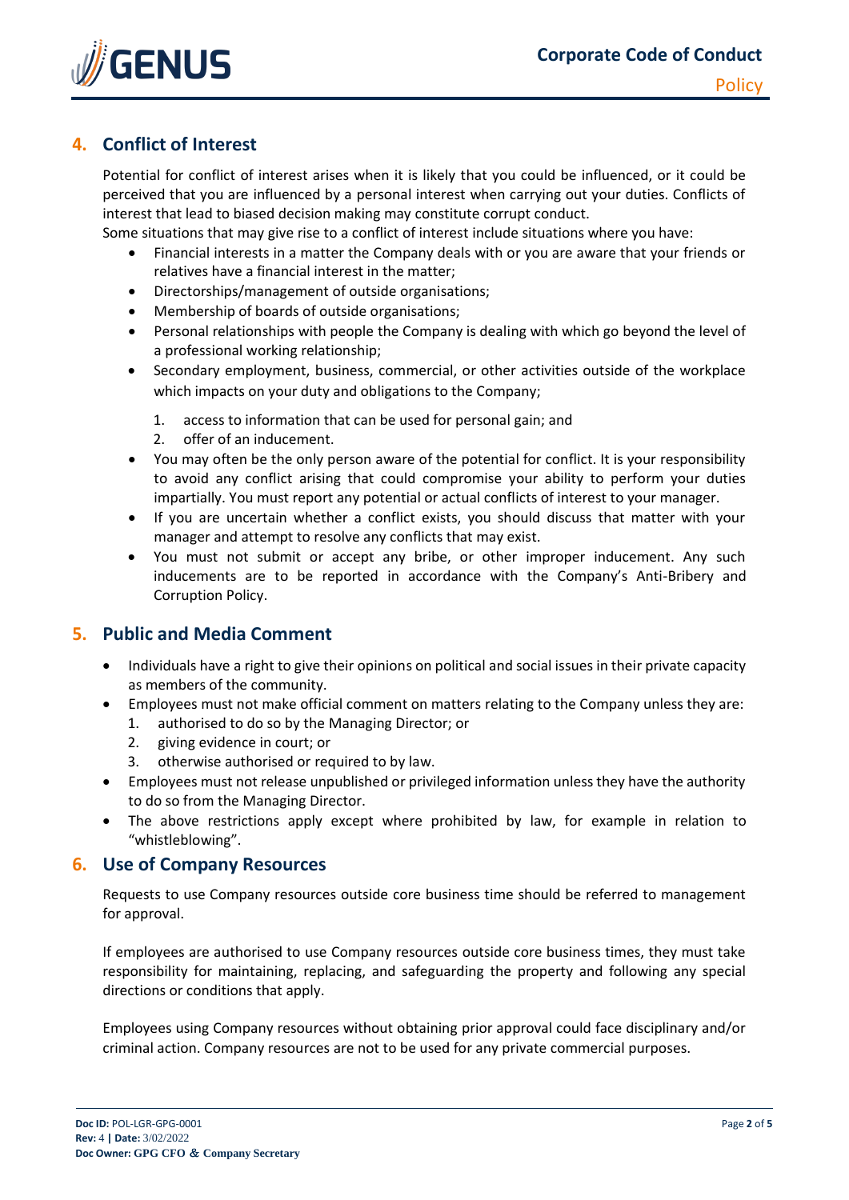## 4. Conflict of Interest

Potential for conflict of interest arises when it is likely that you could be influenced, or it could be perceived that you are influenced by a personal interest when carrying out your duties. Conflicts of interest that lead to biased decision making may constitute corrupt conduct.

Some situations that may give rise to a conflict of interest include situations where you have:

- Financial interests in a matter the Company deals with or you are aware that your friends or relatives have a financial interest in the matter;
- Directorships/management of outside organisations;
- Membership of boards of outside organisations;
- Personal relationships with people the Company is dealing with which go beyond the level of a professional working relationship;
- Secondary employment, business, commercial, or other activities outside of the workplace which impacts on your duty and obligations to the Company;
  1. access to information that can be used for personal gain; and
  2. offer of an inducement.
- You may often be the only person aware of the potential for conflict. It is your responsibility to avoid any conflict arising that could compromise your ability to perform your duties impartially. You must report any potential or actual conflicts of interest to your manager.
- If you are uncertain whether a conflict exists, you should discuss that matter with your manager and attempt to resolve any conflicts that may exist.
- You must not submit or accept any bribe, or other improper inducement. Any such inducements are to be reported in accordance with the Company's Anti-Bribery and Corruption Policy.

## 5. Public and Media Comment

- Individuals have a right to give their opinions on political and social issues in their private capacity as members of the community.
- Employees must not make official comment on matters relating to the Company unless they are:
  1. authorised to do so by the Managing Director; or
  2. giving evidence in court; or
  3. otherwise authorised or required to by law.
- Employees must not release unpublished or privileged information unless they have the authority to do so from the Managing Director.
- The above restrictions apply except where prohibited by law, for example in relation to "whistleblowing".

## 6. Use of Company Resources

Requests to use Company resources outside core business time should be referred to management for approval.

If employees are authorised to use Company resources outside core business times, they must take responsibility for maintaining, replacing, and safeguarding the property and following any special directions or conditions that apply.

Employees using Company resources without obtaining prior approval could face disciplinary and/or criminal action. Company resources are not to be used for any private commercial purposes.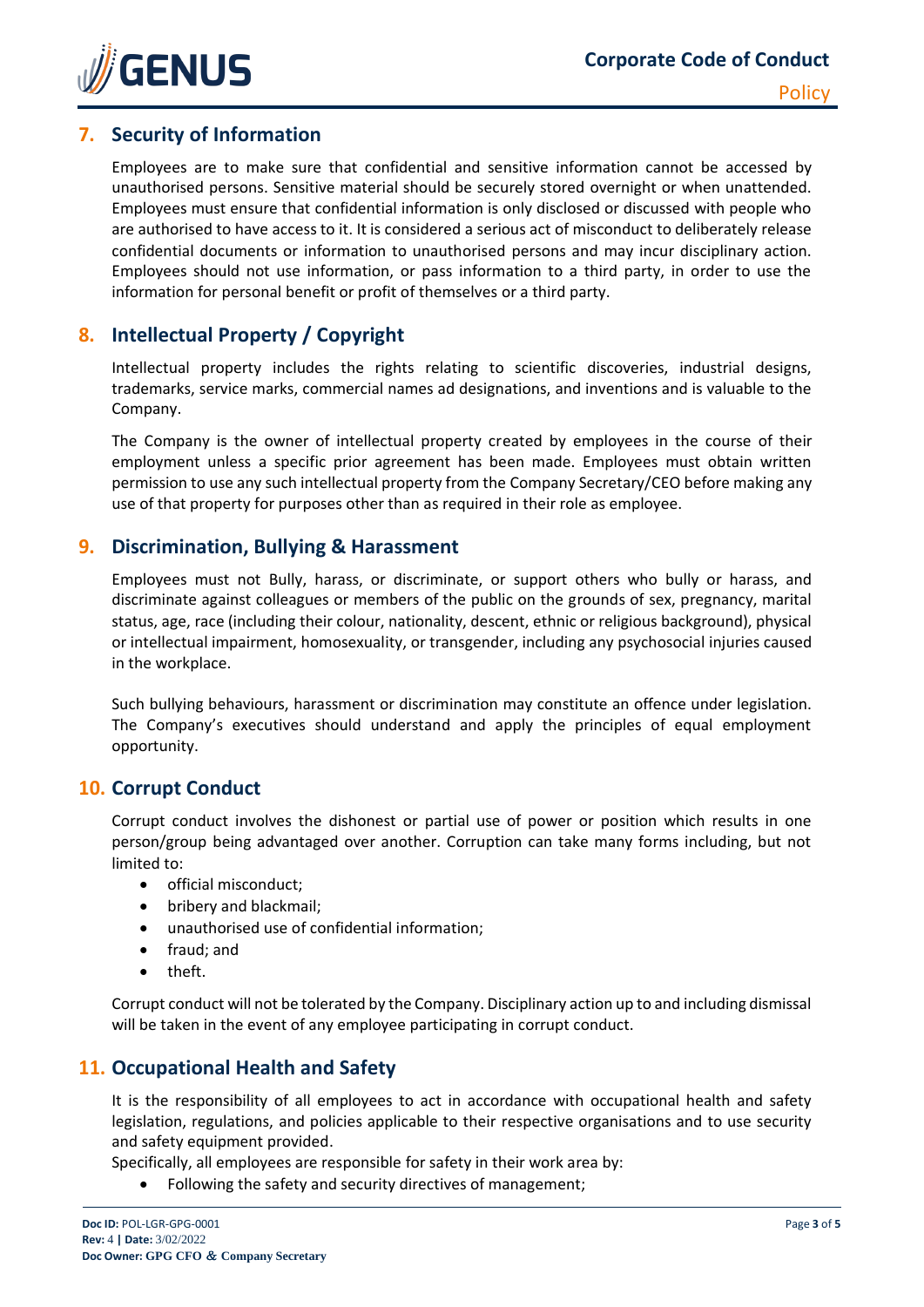## 7. Security of Information

Employees are to make sure that confidential and sensitive information cannot be accessed by unauthorised persons. Sensitive material should be securely stored overnight or when unattended. Employees must ensure that confidential information is only disclosed or discussed with people who are authorised to have access to it. It is considered a serious act of misconduct to deliberately release confidential documents or information to unauthorised persons and may incur disciplinary action. Employees should not use information, or pass information to a third party, in order to use the information for personal benefit or profit of themselves or a third party.

## 8. Intellectual Property / Copyright

Intellectual property includes the rights relating to scientific discoveries, industrial designs, trademarks, service marks, commercial names ad designations, and inventions and is valuable to the Company.

The Company is the owner of intellectual property created by employees in the course of their employment unless a specific prior agreement has been made. Employees must obtain written permission to use any such intellectual property from the Company Secretary/CEO before making any use of that property for purposes other than as required in their role as employee.

## 9. Discrimination, Bullying & Harassment

Employees must not Bully, harass, or discriminate, or support others who bully or harass, and discriminate against colleagues or members of the public on the grounds of sex, pregnancy, marital status, age, race (including their colour, nationality, descent, ethnic or religious background), physical or intellectual impairment, homosexuality, or transgender, including any psychosocial injuries caused in the workplace.

Such bullying behaviours, harassment or discrimination may constitute an offence under legislation. The Company's executives should understand and apply the principles of equal employment opportunity.

## 10. Corrupt Conduct

Corrupt conduct involves the dishonest or partial use of power or position which results in one person/group being advantaged over another. Corruption can take many forms including, but not limited to:

- official misconduct;
- bribery and blackmail;
- unauthorised use of confidential information;
- fraud; and
- theft.

Corrupt conduct will not be tolerated by the Company. Disciplinary action up to and including dismissal will be taken in the event of any employee participating in corrupt conduct.

## 11. Occupational Health and Safety

It is the responsibility of all employees to act in accordance with occupational health and safety legislation, regulations, and policies applicable to their respective organisations and to use security and safety equipment provided.

Specifically, all employees are responsible for safety in their work area by:

- Following the safety and security directives of management;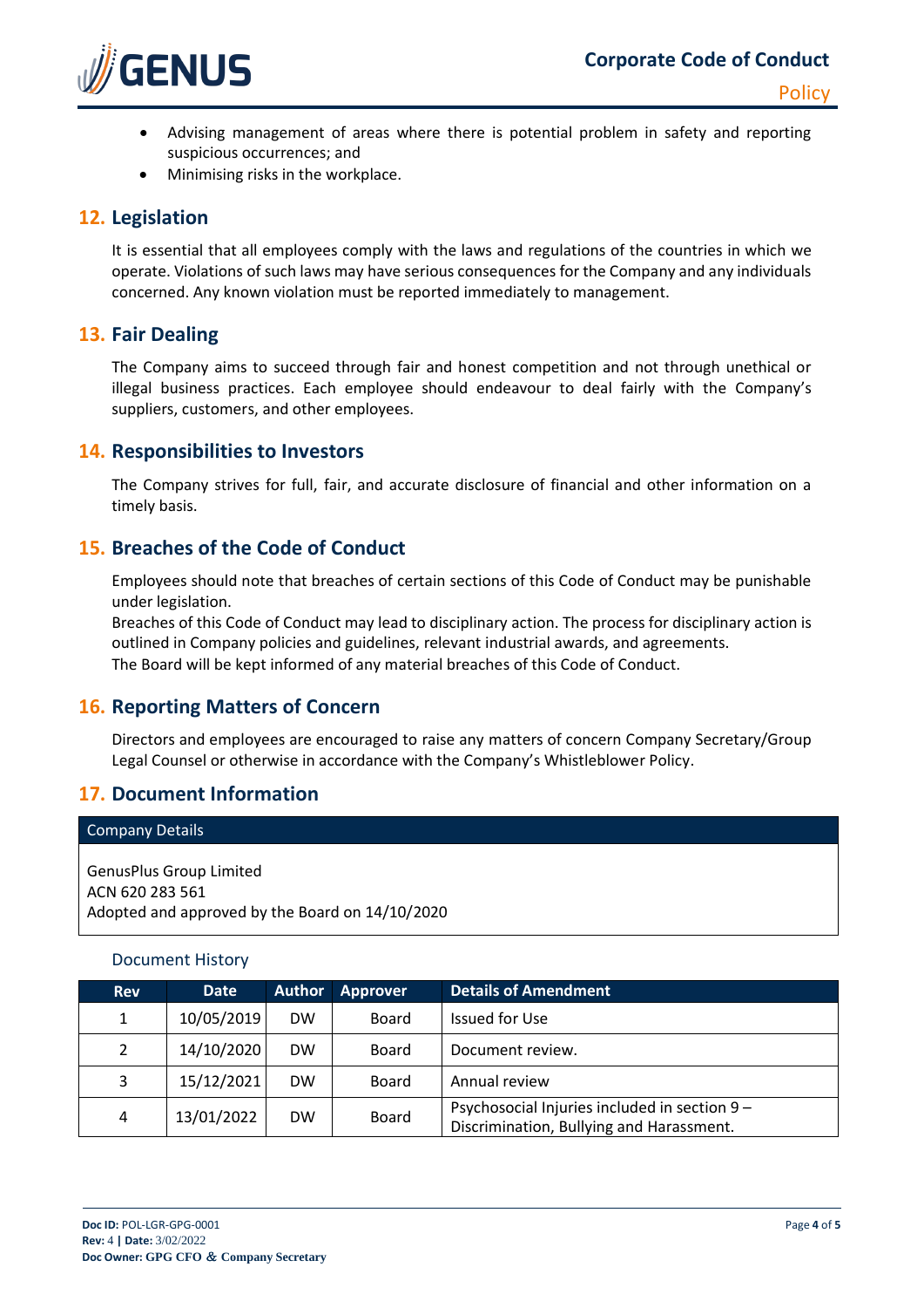- Advising management of areas where there is potential problem in safety and reporting suspicious occurrences; and
- Minimising risks in the workplace.

## 12. Legislation

It is essential that all employees comply with the laws and regulations of the countries in which we operate. Violations of such laws may have serious consequences for the Company and any individuals concerned. Any known violation must be reported immediately to management.

## 13. Fair Dealing

The Company aims to succeed through fair and honest competition and not through unethical or illegal business practices. Each employee should endeavour to deal fairly with the Company's suppliers, customers, and other employees.

## 14. Responsibilities to Investors

The Company strives for full, fair, and accurate disclosure of financial and other information on a timely basis.

## 15. Breaches of the Code of Conduct

Employees should note that breaches of certain sections of this Code of Conduct may be punishable under legislation.
Breaches of this Code of Conduct may lead to disciplinary action. The process for disciplinary action is outlined in Company policies and guidelines, relevant industrial awards, and agreements.
The Board will be kept informed of any material breaches of this Code of Conduct.

## 16. Reporting Matters of Concern

Directors and employees are encouraged to raise any matters of concern Company Secretary/Group Legal Counsel or otherwise in accordance with the Company's Whistleblower Policy.

## 17. Document Information

| Company Details |
|---|
| GenusPlus Group Limited<br>ACN 620 283 561<br>Adopted and approved by the Board on 14/10/2020 |

### Document History

| Rev | Date | Author | Approver | Details of Amendment |
|---|---|---|---|---|
| 1 | 10/05/2019 | DW | Board | Issued for Use |
| 2 | 14/10/2020 | DW | Board | Document review. |
| 3 | 15/12/2021 | DW | Board | Annual review |
| 4 | 13/01/2022 | DW | Board | Psychosocial Injuries included in section 9 – Discrimination, Bullying and Harassment. |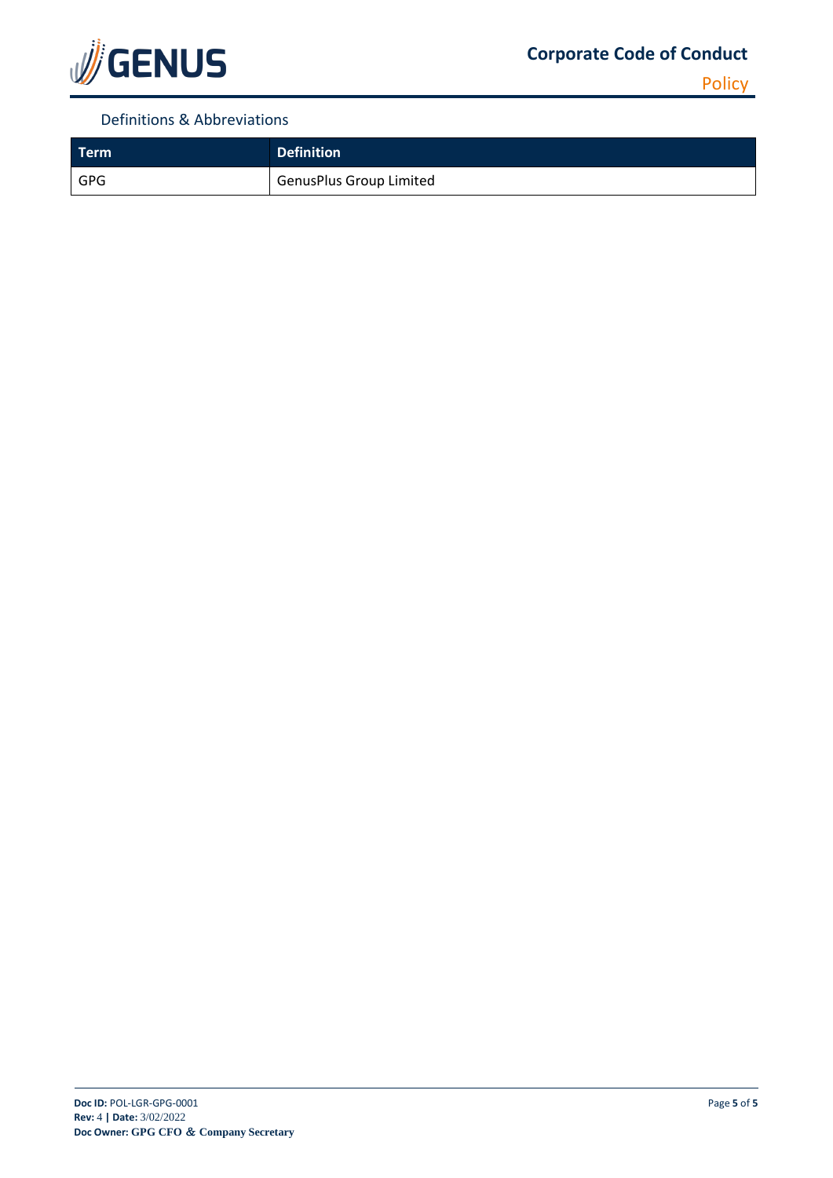## Definitions & Abbreviations

| Term | Definition |
|---|---|
| GPG | GenusPlus Group Limited |